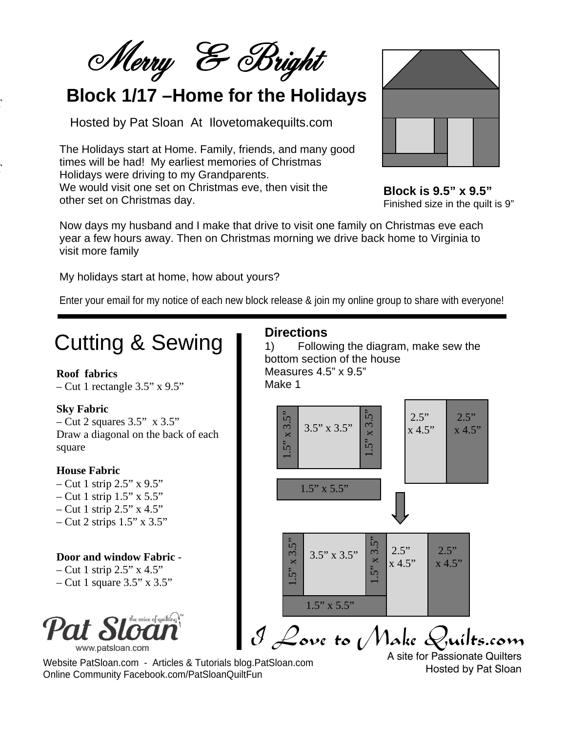# Merry & Bright

## Block 1/17 –Home for the Holidays

Hosted by Pat Sloan At Ilovetomakequilts.com

The Holidays start at Home. Family, friends, and many good times will be had! My earliest memories of Christmas Holidays were driving to my Grandparents.
We would visit one set on Christmas eve, then visit the other set on Christmas day.

**Block is 9.5" x 9.5"**
Finished size in the quilt is 9"

Now days my husband and I make that drive to visit one family on Christmas eve each year a few hours away. Then on Christmas morning we drive back home to Virginia to visit more family

My holidays start at home, how about yours?

Enter your email for my notice of each new block release & join my online group to share with everyone!

## Cutting & Sewing

**Roof fabrics**
– Cut 1 rectangle 3.5" x 9.5"

**Sky Fabric**
– Cut 2 squares 3.5" x 3.5"
Draw a diagonal on the back of each square

**House Fabric**
– Cut 1 strip 2.5" x 9.5"
– Cut 1 strip 1.5" x 5.5"
– Cut 1 strip 2.5" x 4.5"
– Cut 2 strips 1.5" x 3.5"

**Door and window Fabric** -
– Cut 1 strip 2.5" x 4.5"
– Cut 1 square 3.5" x 3.5"

### Directions

1) Following the diagram, make sew the bottom section of the house
Measures 4.5" x 9.5"
Make 1

1.5" x 3.5" | 3.5" x 3.5" | 1.5" x 3.5" | 2.5" x 4.5" | 2.5" x 4.5"

1.5" x 5.5"

I Love to Make Quilts.com
A site for Passionate Quilters
Hosted by Pat Sloan

Pat Sloan the voice of quilting
www.patsloan.com

Website PatSloan.com - Articles & Tutorials blog.PatSloan.com
Online Community Facebook.com/PatSloanQuiltFun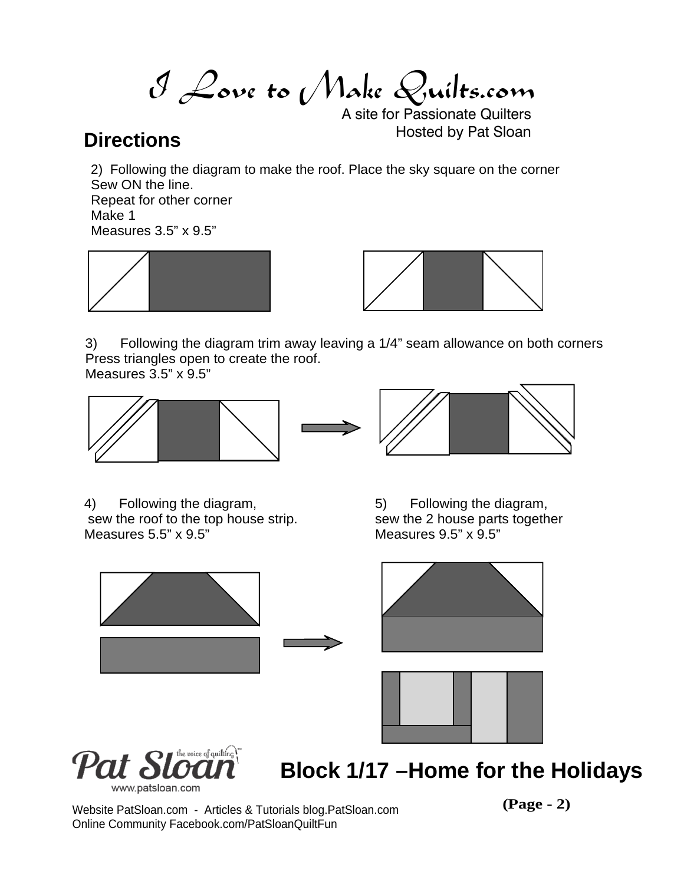# I Love to Make Quilts.com

A site for Passionate Quilters
Hosted by Pat Sloan

## Directions

2) Following the diagram to make the roof. Place the sky square on the corner
Sew ON the line.
Repeat for other corner
Make 1
Measures 3.5" x 9.5"

3) Following the diagram trim away leaving a 1/4" seam allowance on both corners
Press triangles open to create the roof.
Measures 3.5" x 9.5"

4) Following the diagram,
sew the roof to the top house strip.
Measures 5.5" x 9.5"

5) Following the diagram,
sew the 2 house parts together
Measures 9.5" x 9.5"

**Block 1/17 –Home for the Holidays**

Website PatSloan.com - Articles & Tutorials blog.PatSloan.com
Online Community Facebook.com/PatSloanQuiltFun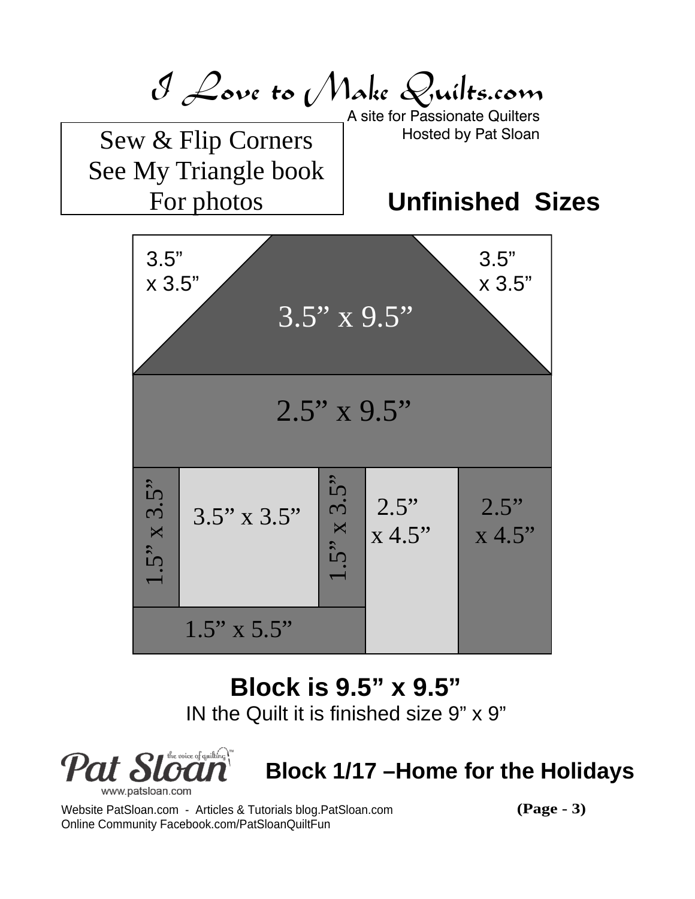# I Love to Make Quilts.com

A site for Passionate Quilters
Hosted by Pat Sloan

Sew & Flip Corners
See My Triangle book
For photos

## Unfinished Sizes

3.5" x 3.5"

3.5" x 3.5"

3.5" x 9.5"

2.5" x 9.5"

1.5" x 3.5"

3.5" x 3.5"

1.5" x 3.5"

2.5" x 4.5"

2.5" x 4.5"

1.5" x 5.5"

**Block is 9.5" x 9.5"**

IN the Quilt it is finished size 9" x 9"

Pat Sloan the voice of quilting™
www.patsloan.com

## Block 1/17 –Home for the Holidays

Website PatSloan.com - Articles & Tutorials blog.PatSloan.com
Online Community Facebook.com/PatSloanQuiltFun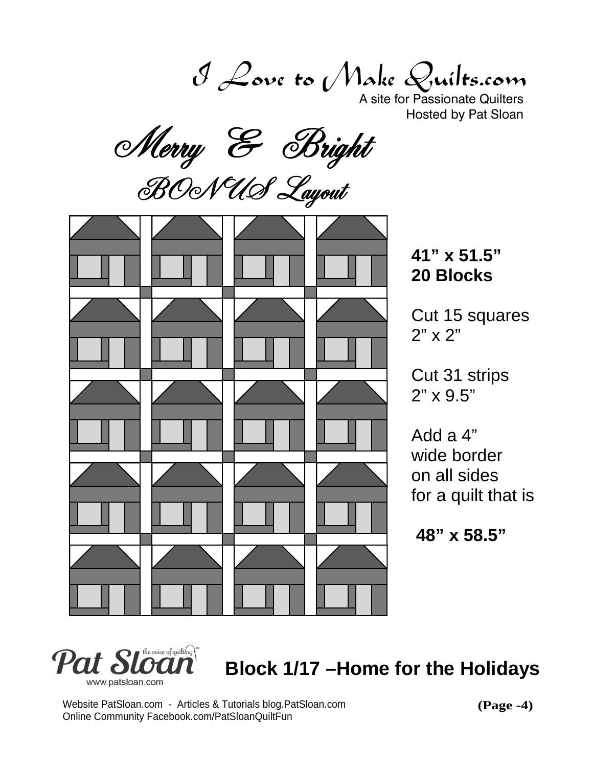# I Love to Make Quilts.com

A site for Passionate Quilters
Hosted by Pat Sloan

## Merry & Bright

### BONUS Layout

**41" x 51.5"**
**20 Blocks**

Cut 15 squares
2" x 2"

Cut 31 strips
2" x 9.5"

Add a 4"
wide border
on all sides
for a quilt that is

**48" x 58.5"**

Pat Sloan the voice of quilting™
www.patsloan.com

**Block 1/17 –Home for the Holidays**

Website PatSloan.com - Articles & Tutorials blog.PatSloan.com
Online Community Facebook.com/PatSloanQuiltFun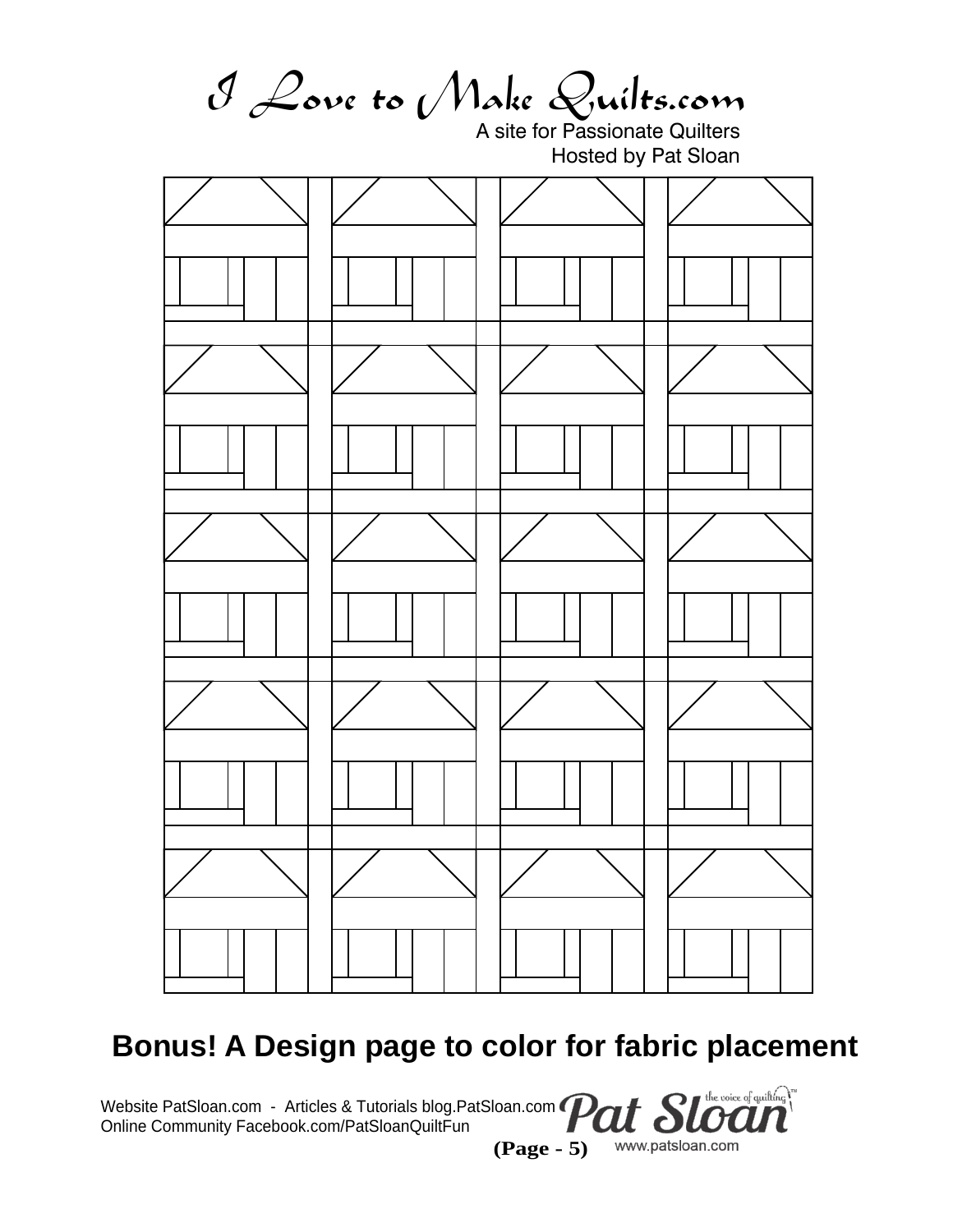# I Love to Make Quilts.com

A site for Passionate Quilters
Hosted by Pat Sloan

**Bonus! A Design page to color for fabric placement**

Website PatSloan.com - Articles & Tutorials blog.PatSloan.com
Online Community Facebook.com/PatSloanQuiltFun

Pat Sloan the voice of quilting™
www.patsloan.com